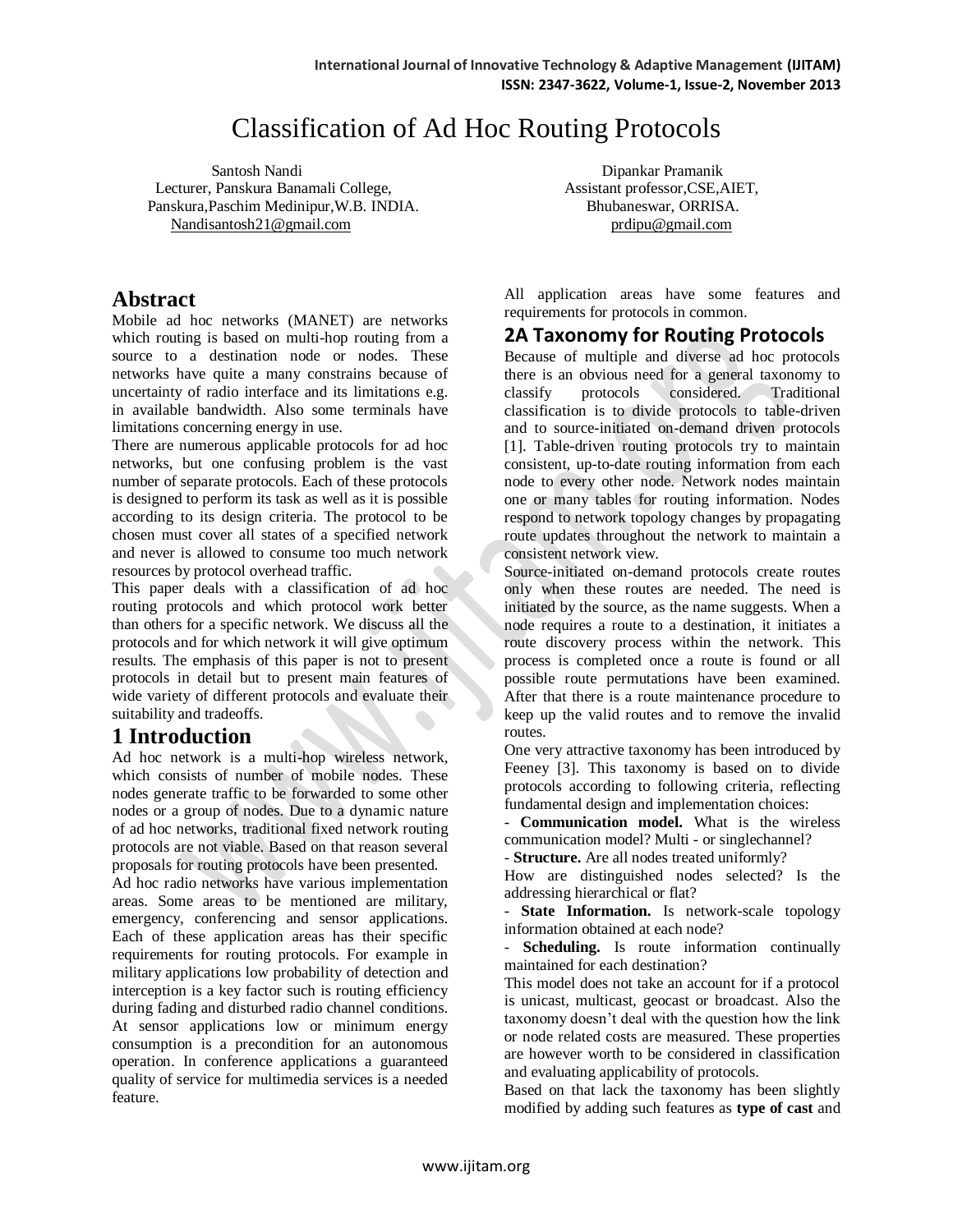# Classification of Ad Hoc Routing Protocols

Santosh Nandi
Lecturer, Panskura Banamali College,
Panskura,Paschim Medinipur,W.B. INDIA.
Nandisantosh21@gmail.com

Dipankar Pramanik
Assistant professor,CSE,AIET,
Bhubaneswar, ORRISA.
prdipu@gmail.com

## Abstract

Mobile ad hoc networks (MANET) are networks which routing is based on multi-hop routing from a source to a destination node or nodes. These networks have quite a many constrains because of uncertainty of radio interface and its limitations e.g. in available bandwidth. Also some terminals have limitations concerning energy in use.

There are numerous applicable protocols for ad hoc networks, but one confusing problem is the vast number of separate protocols. Each of these protocols is designed to perform its task as well as it is possible according to its design criteria. The protocol to be chosen must cover all states of a specified network and never is allowed to consume too much network resources by protocol overhead traffic.

This paper deals with a classification of ad hoc routing protocols and which protocol work better than others for a specific network. We discuss all the protocols and for which network it will give optimum results. The emphasis of this paper is not to present protocols in detail but to present main features of wide variety of different protocols and evaluate their suitability and tradeoffs.

## 1 Introduction

Ad hoc network is a multi-hop wireless network, which consists of number of mobile nodes. These nodes generate traffic to be forwarded to some other nodes or a group of nodes. Due to a dynamic nature of ad hoc networks, traditional fixed network routing protocols are not viable. Based on that reason several proposals for routing protocols have been presented.

Ad hoc radio networks have various implementation areas. Some areas to be mentioned are military, emergency, conferencing and sensor applications. Each of these application areas has their specific requirements for routing protocols. For example in military applications low probability of detection and interception is a key factor such is routing efficiency during fading and disturbed radio channel conditions. At sensor applications low or minimum energy consumption is a precondition for an autonomous operation. In conference applications a guaranteed quality of service for multimedia services is a needed feature.

All application areas have some features and requirements for protocols in common.

## 2A Taxonomy for Routing Protocols

Because of multiple and diverse ad hoc protocols there is an obvious need for a general taxonomy to classify protocols considered. Traditional classification is to divide protocols to table-driven and to source-initiated on-demand driven protocols [1]. Table-driven routing protocols try to maintain consistent, up-to-date routing information from each node to every other node. Network nodes maintain one or many tables for routing information. Nodes respond to network topology changes by propagating route updates throughout the network to maintain a consistent network view.

Source-initiated on-demand protocols create routes only when these routes are needed. The need is initiated by the source, as the name suggests. When a node requires a route to a destination, it initiates a route discovery process within the network. This process is completed once a route is found or all possible route permutations have been examined. After that there is a route maintenance procedure to keep up the valid routes and to remove the invalid routes.

One very attractive taxonomy has been introduced by Feeney [3]. This taxonomy is based on to divide protocols according to following criteria, reflecting fundamental design and implementation choices:

- **Communication model.** What is the wireless communication model? Multi - or singlechannel?

- **Structure.** Are all nodes treated uniformly?

How are distinguished nodes selected? Is the addressing hierarchical or flat?

- **State Information.** Is network-scale topology information obtained at each node?

- **Scheduling.** Is route information continually maintained for each destination?

This model does not take an account for if a protocol is unicast, multicast, geocast or broadcast. Also the taxonomy doesn't deal with the question how the link or node related costs are measured. These properties are however worth to be considered in classification and evaluating applicability of protocols.

Based on that lack the taxonomy has been slightly modified by adding such features as **type of cast** and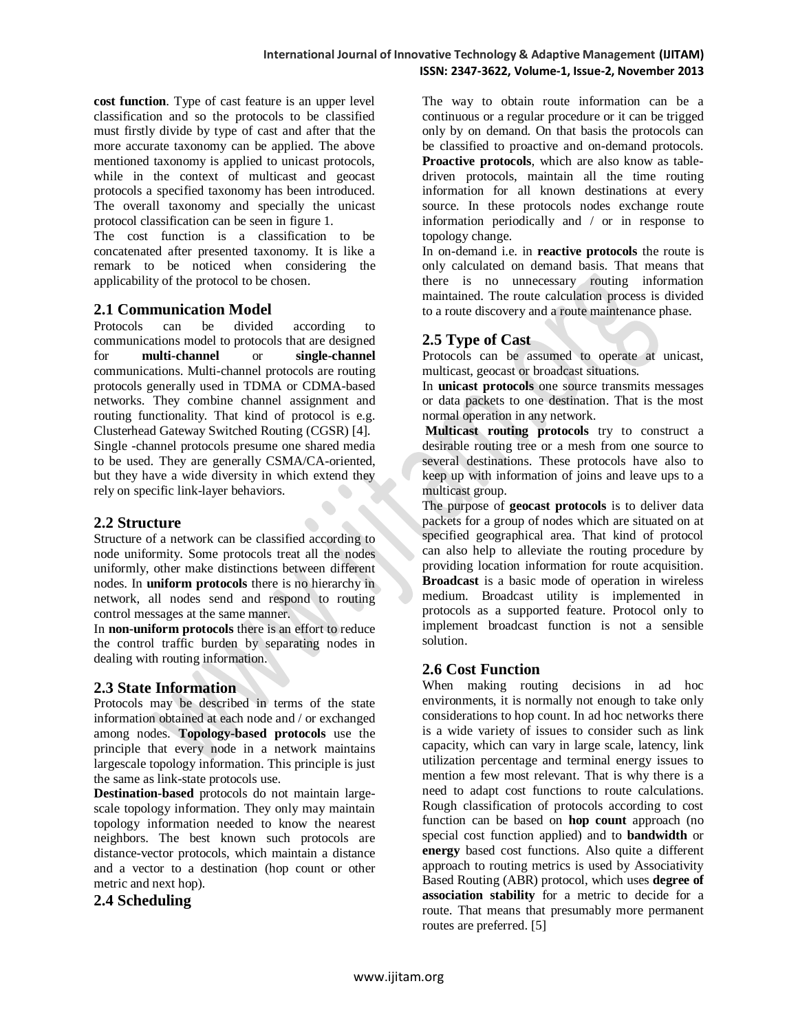**cost function**. Type of cast feature is an upper level classification and so the protocols to be classified must firstly divide by type of cast and after that the more accurate taxonomy can be applied. The above mentioned taxonomy is applied to unicast protocols, while in the context of multicast and geocast protocols a specified taxonomy has been introduced. The overall taxonomy and specially the unicast protocol classification can be seen in figure 1.

The cost function is a classification to be concatenated after presented taxonomy. It is like a remark to be noticed when considering the applicability of the protocol to be chosen.

## 2.1 Communication Model

Protocols can be divided according to communications model to protocols that are designed for **multi-channel** or **single-channel** communications. Multi-channel protocols are routing protocols generally used in TDMA or CDMA-based networks. They combine channel assignment and routing functionality. That kind of protocol is e.g. Clusterhead Gateway Switched Routing (CGSR) [4].

Single -channel protocols presume one shared media to be used. They are generally CSMA/CA-oriented, but they have a wide diversity in which extend they rely on specific link-layer behaviors.

## 2.2 Structure

Structure of a network can be classified according to node uniformity. Some protocols treat all the nodes uniformly, other make distinctions between different nodes. In **uniform protocols** there is no hierarchy in network, all nodes send and respond to routing control messages at the same manner.

In **non-uniform protocols** there is an effort to reduce the control traffic burden by separating nodes in dealing with routing information.

## 2.3 State Information

Protocols may be described in terms of the state information obtained at each node and / or exchanged among nodes. **Topology-based protocols** use the principle that every node in a network maintains largescale topology information. This principle is just the same as link-state protocols use.

**Destination-based** protocols do not maintain large-scale topology information. They only may maintain topology information needed to know the nearest neighbors. The best known such protocols are distance-vector protocols, which maintain a distance and a vector to a destination (hop count or other metric and next hop).

## 2.4 Scheduling

The way to obtain route information can be a continuous or a regular procedure or it can be trigged only by on demand. On that basis the protocols can be classified to proactive and on-demand protocols. **Proactive protocols**, which are also know as table-driven protocols, maintain all the time routing information for all known destinations at every source. In these protocols nodes exchange route information periodically and / or in response to topology change.

In on-demand i.e. in **reactive protocols** the route is only calculated on demand basis. That means that there is no unnecessary routing information maintained. The route calculation process is divided to a route discovery and a route maintenance phase.

## 2.5 Type of Cast

Protocols can be assumed to operate at unicast, multicast, geocast or broadcast situations.

In **unicast protocols** one source transmits messages or data packets to one destination. That is the most normal operation in any network.

**Multicast routing protocols** try to construct a desirable routing tree or a mesh from one source to several destinations. These protocols have also to keep up with information of joins and leave ups to a multicast group.

The purpose of **geocast protocols** is to deliver data packets for a group of nodes which are situated on at specified geographical area. That kind of protocol can also help to alleviate the routing procedure by providing location information for route acquisition. **Broadcast** is a basic mode of operation in wireless medium. Broadcast utility is implemented in protocols as a supported feature. Protocol only to implement broadcast function is not a sensible solution.

## 2.6 Cost Function

When making routing decisions in ad hoc environments, it is normally not enough to take only considerations to hop count. In ad hoc networks there is a wide variety of issues to consider such as link capacity, which can vary in large scale, latency, link utilization percentage and terminal energy issues to mention a few most relevant. That is why there is a need to adapt cost functions to route calculations. Rough classification of protocols according to cost function can be based on **hop count** approach (no special cost function applied) and to **bandwidth** or **energy** based cost functions. Also quite a different approach to routing metrics is used by Associativity Based Routing (ABR) protocol, which uses **degree of association stability** for a metric to decide for a route. That means that presumably more permanent routes are preferred. [5]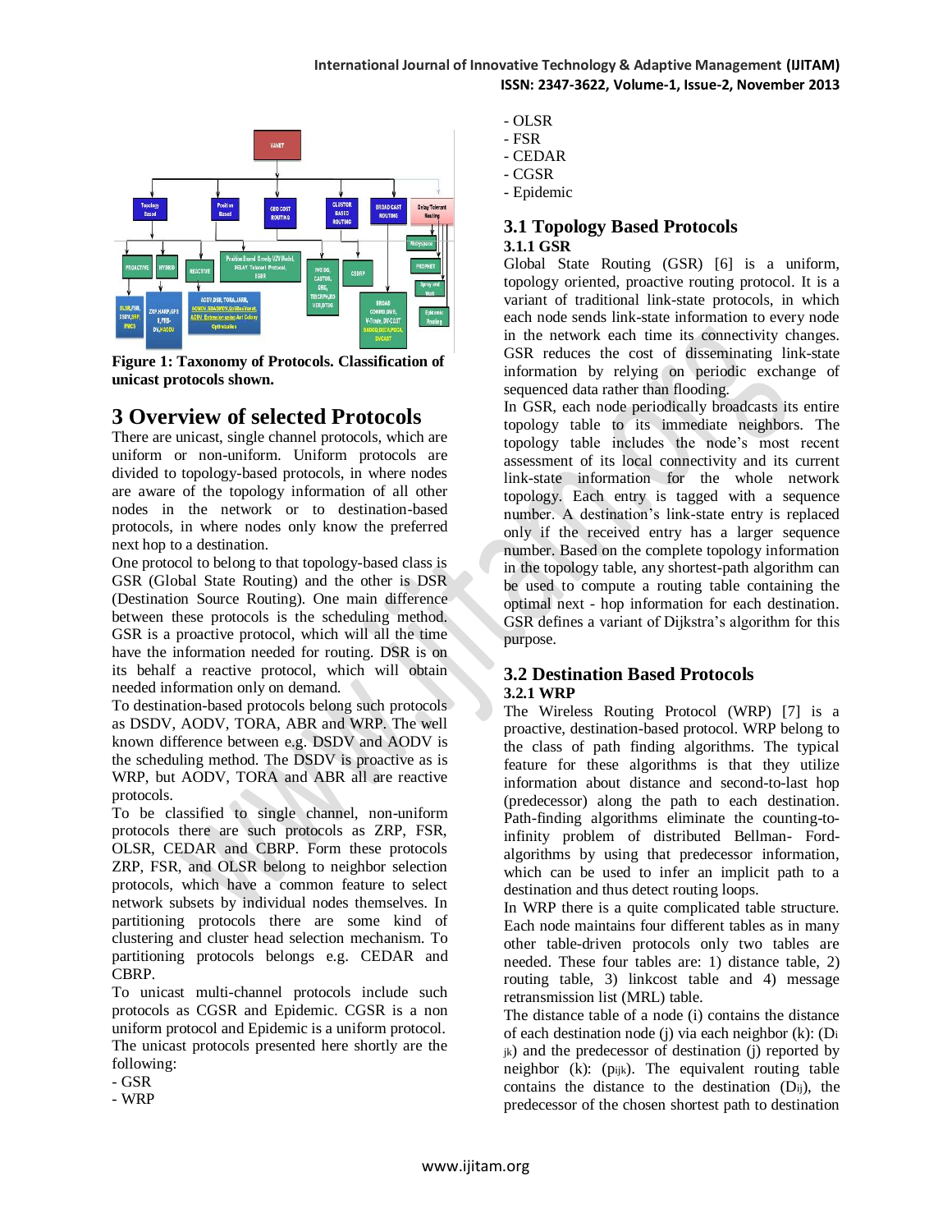Figure 1: Taxonomy of Protocols. Classification of unicast protocols shown.

## 3 Overview of selected Protocols

There are unicast, single channel protocols, which are uniform or non-uniform. Uniform protocols are divided to topology-based protocols, in where nodes are aware of the topology information of all other nodes in the network or to destination-based protocols, in where nodes only know the preferred next hop to a destination.

One protocol to belong to that topology-based class is GSR (Global State Routing) and the other is DSR (Destination Source Routing). One main difference between these protocols is the scheduling method. GSR is a proactive protocol, which will all the time have the information needed for routing. DSR is on its behalf a reactive protocol, which will obtain needed information only on demand.

To destination-based protocols belong such protocols as DSDV, AODV, TORA, ABR and WRP. The well known difference between e.g. DSDV and AODV is the scheduling method. The DSDV is proactive as is WRP, but AODV, TORA and ABR all are reactive protocols.

To be classified to single channel, non-uniform protocols there are such protocols as ZRP, FSR, OLSR, CEDAR and CBRP. Form these protocols ZRP, FSR, and OLSR belong to neighbor selection protocols, which have a common feature to select network subsets by individual nodes themselves. In partitioning protocols there are some kind of clustering and cluster head selection mechanism. To partitioning protocols belongs e.g. CEDAR and CBRP.

To unicast multi-channel protocols include such protocols as CGSR and Epidemic. CGSR is a non uniform protocol and Epidemic is a uniform protocol.

The unicast protocols presented here shortly are the following:

- GSR
- WRP
- OLSR
- FSR
- CEDAR
- CGSR
- Epidemic

### 3.1 Topology Based Protocols

#### 3.1.1 GSR

Global State Routing (GSR) [6] is a uniform, topology oriented, proactive routing protocol. It is a variant of traditional link-state protocols, in which each node sends link-state information to every node in the network each time its connectivity changes. GSR reduces the cost of disseminating link-state information by relying on periodic exchange of sequenced data rather than flooding.

In GSR, each node periodically broadcasts its entire topology table to its immediate neighbors. The topology table includes the node's most recent assessment of its local connectivity and its current link-state information for the whole network topology. Each entry is tagged with a sequence number. A destination's link-state entry is replaced only if the received entry has a larger sequence number. Based on the complete topology information in the topology table, any shortest-path algorithm can be used to compute a routing table containing the optimal next - hop information for each destination. GSR defines a variant of Dijkstra's algorithm for this purpose.

### 3.2 Destination Based Protocols

#### 3.2.1 WRP

The Wireless Routing Protocol (WRP) [7] is a proactive, destination-based protocol. WRP belong to the class of path finding algorithms. The typical feature for these algorithms is that they utilize information about distance and second-to-last hop (predecessor) along the path to each destination. Path-finding algorithms eliminate the counting-to-infinity problem of distributed Bellman- Ford-algorithms by using that predecessor information, which can be used to infer an implicit path to a destination and thus detect routing loops.

In WRP there is a quite complicated table structure. Each node maintains four different tables as in many other table-driven protocols only two tables are needed. These four tables are: 1) distance table, 2) routing table, 3) linkcost table and 4) message retransmission list (MRL) table.

The distance table of a node (i) contains the distance of each destination node (j) via each neighbor (k): ($D_{ijk}$) and the predecessor of destination (j) reported by neighbor (k): ($p_{ijk}$). The equivalent routing table contains the distance to the destination ($D_{ij}$), the predecessor of the chosen shortest path to destination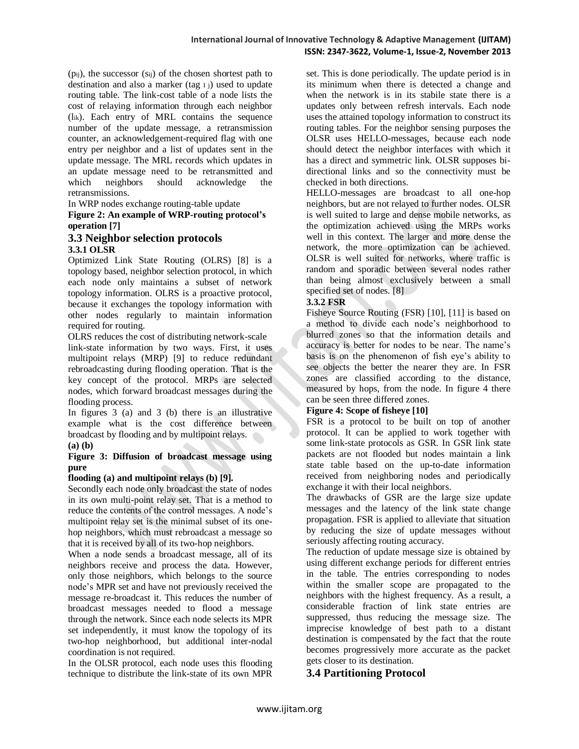($p_{ij}$), the successor ($s_{ij}$) of the chosen shortest path to destination and also a marker (tag $_{I\ j}$) used to update routing table. The link-cost table of a node lists the cost of relaying information through each neighbor ($l_{ik}$). Each entry of MRL contains the sequence number of the update message, a retransmission counter, an acknowledgement-required flag with one entry per neighbor and a list of updates sent in the update message. The MRL records which updates in an update message need to be retransmitted and which neighbors should acknowledge the retransmissions.

In WRP nodes exchange routing-table update

**Figure 2: An example of WRP-routing protocol's operation [7]**

## 3.3 Neighbor selection protocols

### 3.3.1 OLSR

Optimized Link State Routing (OLRS) [8] is a topology based, neighbor selection protocol, in which each node only maintains a subset of network topology information. OLRS is a proactive protocol, because it exchanges the topology information with other nodes regularly to maintain information required for routing.

OLRS reduces the cost of distributing network-scale link-state information by two ways. First, it uses multipoint relays (MRP) [9] to reduce redundant rebroadcasting during flooding operation. That is the key concept of the protocol. MRPs are selected nodes, which forward broadcast messages during the flooding process.

In figures 3 (a) and 3 (b) there is an illustrative example what is the cost difference between broadcast by flooding and by multipoint relays.

**(a) (b)**

**Figure 3: Diffusion of broadcast message using pure flooding (a) and multipoint relays (b) [9].**

Secondly each node only broadcast the state of nodes in its own multi-point relay set. That is a method to reduce the contents of the control messages. A node's multipoint relay set is the minimal subset of its one-hop neighbors, which must rebroadcast a message so that it is received by all of its two-hop neighbors.

When a node sends a broadcast message, all of its neighbors receive and process the data. However, only those neighbors, which belongs to the source node's MPR set and have not previously received the message re-broadcast it. This reduces the number of broadcast messages needed to flood a message through the network. Since each node selects its MPR set independently, it must know the topology of its two-hop neighborhood, but additional inter-nodal coordination is not required.

In the OLSR protocol, each node uses this flooding technique to distribute the link-state of its own MPR set. This is done periodically. The update period is in its minimum when there is detected a change and when the network is in its stabile state there is a updates only between refresh intervals. Each node uses the attained topology information to construct its routing tables. For the neighbor sensing purposes the OLSR uses HELLO-messages, because each node should detect the neighbor interfaces with which it has a direct and symmetric link. OLSR supposes bi-directional links and so the connectivity must be checked in both directions.

HELLO-messages are broadcast to all one-hop neighbors, but are not relayed to further nodes. OLSR is well suited to large and dense mobile networks, as the optimization achieved using the MRPs works well in this context. The larger and more dense the network, the more optimization can be achieved. OLSR is well suited for networks, where traffic is random and sporadic between several nodes rather than being almost exclusively between a small specified set of nodes. [8]

### 3.3.2 FSR

Fisheye Source Routing (FSR) [10], [11] is based on a method to divide each node's neighborhood to blurred zones so that the information details and accuracy is better for nodes to be near. The name's basis is on the phenomenon of fish eye's ability to see objects the better the nearer they are. In FSR zones are classified according to the distance, measured by hops, from the node. In figure 4 there can be seen three differed zones.

**Figure 4: Scope of fisheye [10]**

FSR is a protocol to be built on top of another protocol. It can be applied to work together with some link-state protocols as GSR. In GSR link state packets are not flooded but nodes maintain a link state table based on the up-to-date information received from neighboring nodes and periodically exchange it with their local neighbors.

The drawbacks of GSR are the large size update messages and the latency of the link state change propagation. FSR is applied to alleviate that situation by reducing the size of update messages without seriously affecting routing accuracy.

The reduction of update message size is obtained by using different exchange periods for different entries in the table. The entries corresponding to nodes within the smaller scope are propagated to the neighbors with the highest frequency. As a result, a considerable fraction of link state entries are suppressed, thus reducing the message size. The imprecise knowledge of best path to a distant destination is compensated by the fact that the route becomes progressively more accurate as the packet gets closer to its destination.

## 3.4 Partitioning Protocol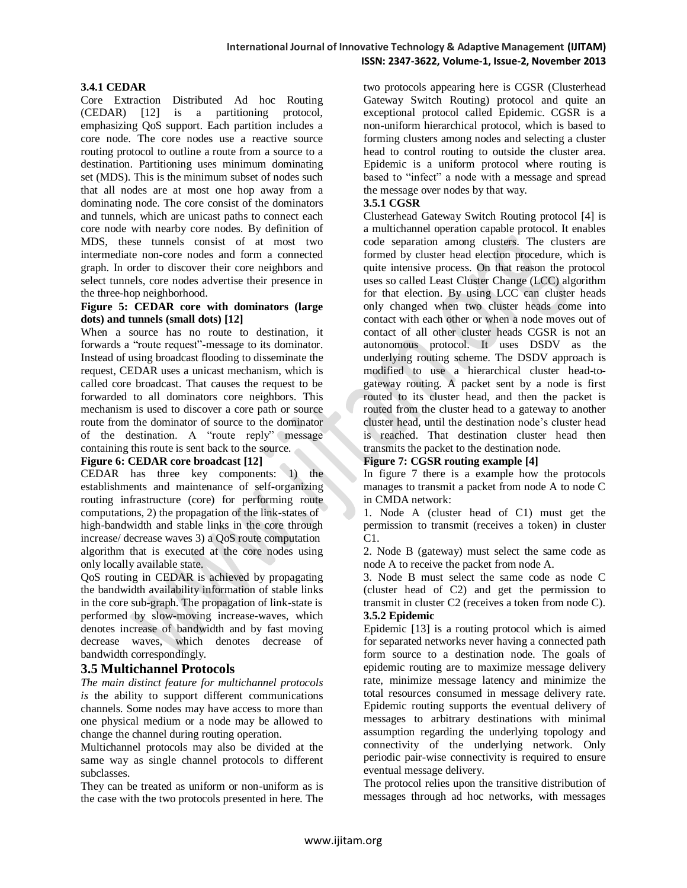### 3.4.1 CEDAR

Core Extraction Distributed Ad hoc Routing (CEDAR) [12] is a partitioning protocol, emphasizing QoS support. Each partition includes a core node. The core nodes use a reactive source routing protocol to outline a route from a source to a destination. Partitioning uses minimum dominating set (MDS). This is the minimum subset of nodes such that all nodes are at most one hop away from a dominating node. The core consist of the dominators and tunnels, which are unicast paths to connect each core node with nearby core nodes. By definition of MDS, these tunnels consist of at most two intermediate non-core nodes and form a connected graph. In order to discover their core neighbors and select tunnels, core nodes advertise their presence in the three-hop neighborhood.

**Figure 5: CEDAR core with dominators (large dots) and tunnels (small dots) [12]**

When a source has no route to destination, it forwards a "route request"-message to its dominator. Instead of using broadcast flooding to disseminate the request, CEDAR uses a unicast mechanism, which is called core broadcast. That causes the request to be forwarded to all dominators core neighbors. This mechanism is used to discover a core path or source route from the dominator of source to the dominator of the destination. A "route reply" message containing this route is sent back to the source.

**Figure 6: CEDAR core broadcast [12]**

CEDAR has three key components: 1) the establishments and maintenance of self-organizing routing infrastructure (core) for performing route computations, 2) the propagation of the link-states of high-bandwidth and stable links in the core through increase/ decrease waves 3) a QoS route computation algorithm that is executed at the core nodes using only locally available state.

QoS routing in CEDAR is achieved by propagating the bandwidth availability information of stable links in the core sub-graph. The propagation of link-state is performed by slow-moving increase-waves, which denotes increase of bandwidth and by fast moving decrease waves, which denotes decrease of bandwidth correspondingly.

## 3.5 Multichannel Protocols

*The main distinct feature for multichannel protocols is* the ability to support different communications channels. Some nodes may have access to more than one physical medium or a node may be allowed to change the channel during routing operation.

Multichannel protocols may also be divided at the same way as single channel protocols to different subclasses.

They can be treated as uniform or non-uniform as is the case with the two protocols presented in here. The two protocols appearing here is CGSR (Clusterhead Gateway Switch Routing) protocol and quite an exceptional protocol called Epidemic. CGSR is a non-uniform hierarchical protocol, which is based to forming clusters among nodes and selecting a cluster head to control routing to outside the cluster area. Epidemic is a uniform protocol where routing is based to "infect" a node with a message and spread the message over nodes by that way.

### 3.5.1 CGSR

Clusterhead Gateway Switch Routing protocol [4] is a multichannel operation capable protocol. It enables code separation among clusters. The clusters are formed by cluster head election procedure, which is quite intensive process. On that reason the protocol uses so called Least Cluster Change (LCC) algorithm for that election. By using LCC can cluster heads only changed when two cluster heads come into contact with each other or when a node moves out of contact of all other cluster heads CGSR is not an autonomous protocol. It uses DSDV as the underlying routing scheme. The DSDV approach is modified to use a hierarchical cluster head-to-gateway routing. A packet sent by a node is first routed to its cluster head, and then the packet is routed from the cluster head to a gateway to another cluster head, until the destination node's cluster head is reached. That destination cluster head then transmits the packet to the destination node.

**Figure 7: CGSR routing example [4]**

In figure 7 there is a example how the protocols manages to transmit a packet from node A to node C in CMDA network:

1. Node A (cluster head of C1) must get the permission to transmit (receives a token) in cluster C1.
2. Node B (gateway) must select the same code as node A to receive the packet from node A.
3. Node B must select the same code as node C (cluster head of C2) and get the permission to transmit in cluster C2 (receives a token from node C).

### 3.5.2 Epidemic

Epidemic [13] is a routing protocol which is aimed for separated networks never having a connected path form source to a destination node. The goals of epidemic routing are to maximize message delivery rate, minimize message latency and minimize the total resources consumed in message delivery rate. Epidemic routing supports the eventual delivery of messages to arbitrary destinations with minimal assumption regarding the underlying topology and connectivity of the underlying network. Only periodic pair-wise connectivity is required to ensure eventual message delivery.

The protocol relies upon the transitive distribution of messages through ad hoc networks, with messages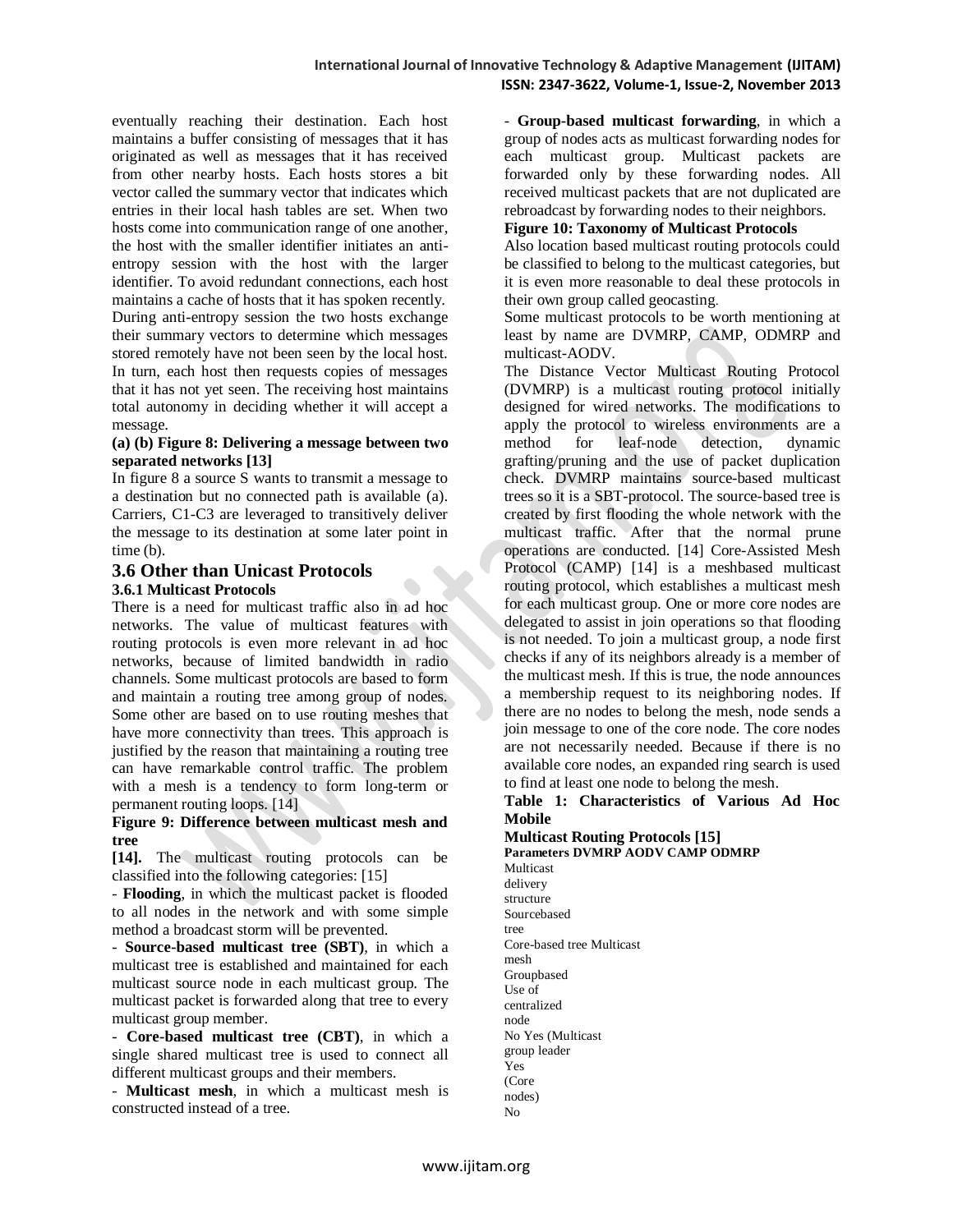eventually reaching their destination. Each host maintains a buffer consisting of messages that it has originated as well as messages that it has received from other nearby hosts. Each hosts stores a bit vector called the summary vector that indicates which entries in their local hash tables are set. When two hosts come into communication range of one another, the host with the smaller identifier initiates an anti-entropy session with the host with the larger identifier. To avoid redundant connections, each host maintains a cache of hosts that it has spoken recently. During anti-entropy session the two hosts exchange their summary vectors to determine which messages stored remotely have not been seen by the local host. In turn, each host then requests copies of messages that it has not yet seen. The receiving host maintains total autonomy in deciding whether it will accept a message.

**(a) (b) Figure 8: Delivering a message between two separated networks [13]**

In figure 8 a source S wants to transmit a message to a destination but no connected path is available (a). Carriers, C1-C3 are leveraged to transitively deliver the message to its destination at some later point in time (b).

## 3.6 Other than Unicast Protocols

### 3.6.1 Multicast Protocols

There is a need for multicast traffic also in ad hoc networks. The value of multicast features with routing protocols is even more relevant in ad hoc networks, because of limited bandwidth in radio channels. Some multicast protocols are based to form and maintain a routing tree among group of nodes. Some other are based on to use routing meshes that have more connectivity than trees. This approach is justified by the reason that maintaining a routing tree can have remarkable control traffic. The problem with a mesh is a tendency to form long-term or permanent routing loops. [14]

**Figure 9: Difference between multicast mesh and tree**

**[14].** The multicast routing protocols can be classified into the following categories: [15]

- **Flooding**, in which the multicast packet is flooded to all nodes in the network and with some simple method a broadcast storm will be prevented.
- **Source-based multicast tree (SBT)**, in which a multicast tree is established and maintained for each multicast source node in each multicast group. The multicast packet is forwarded along that tree to every multicast group member.
- **Core-based multicast tree (CBT)**, in which a single shared multicast tree is used to connect all different multicast groups and their members.
- **Multicast mesh**, in which a multicast mesh is constructed instead of a tree.
- **Group-based multicast forwarding**, in which a group of nodes acts as multicast forwarding nodes for each multicast group. Multicast packets are forwarded only by these forwarding nodes. All received multicast packets that are not duplicated are rebroadcast by forwarding nodes to their neighbors.

**Figure 10: Taxonomy of Multicast Protocols**

Also location based multicast routing protocols could be classified to belong to the multicast categories, but it is even more reasonable to deal these protocols in their own group called geocasting.

Some multicast protocols to be worth mentioning at least by name are DVMRP, CAMP, ODMRP and multicast-AODV.

The Distance Vector Multicast Routing Protocol (DVMRP) is a multicast routing protocol initially designed for wired networks. The modifications to apply the protocol to wireless environments are a method for leaf-node detection, dynamic grafting/pruning and the use of packet duplication check. DVMRP maintains source-based multicast trees so it is a SBT-protocol. The source-based tree is created by first flooding the whole network with the multicast traffic. After that the normal prune operations are conducted. [14] Core-Assisted Mesh Protocol (CAMP) [14] is a meshbased multicast routing protocol, which establishes a multicast mesh for each multicast group. One or more core nodes are delegated to assist in join operations so that flooding is not needed. To join a multicast group, a node first checks if any of its neighbors already is a member of the multicast mesh. If this is true, the node announces a membership request to its neighboring nodes. If there are no nodes to belong the mesh, node sends a join message to one of the core node. The core nodes are not necessarily needed. Because if there is no available core nodes, an expanded ring search is used to find at least one node to belong the mesh.

**Table 1: Characteristics of Various Ad Hoc Mobile Multicast Routing Protocols [15]**

| Parameters | DVMRP | AODV | CAMP | ODMRP |
|---|---|---|---|---|
| Multicast delivery structure | Sourcebased tree | Core-based tree | Multicast mesh | Groupbased |
| Use of centralized node | No | Yes (Multicast group leader | Yes (Core nodes) | No |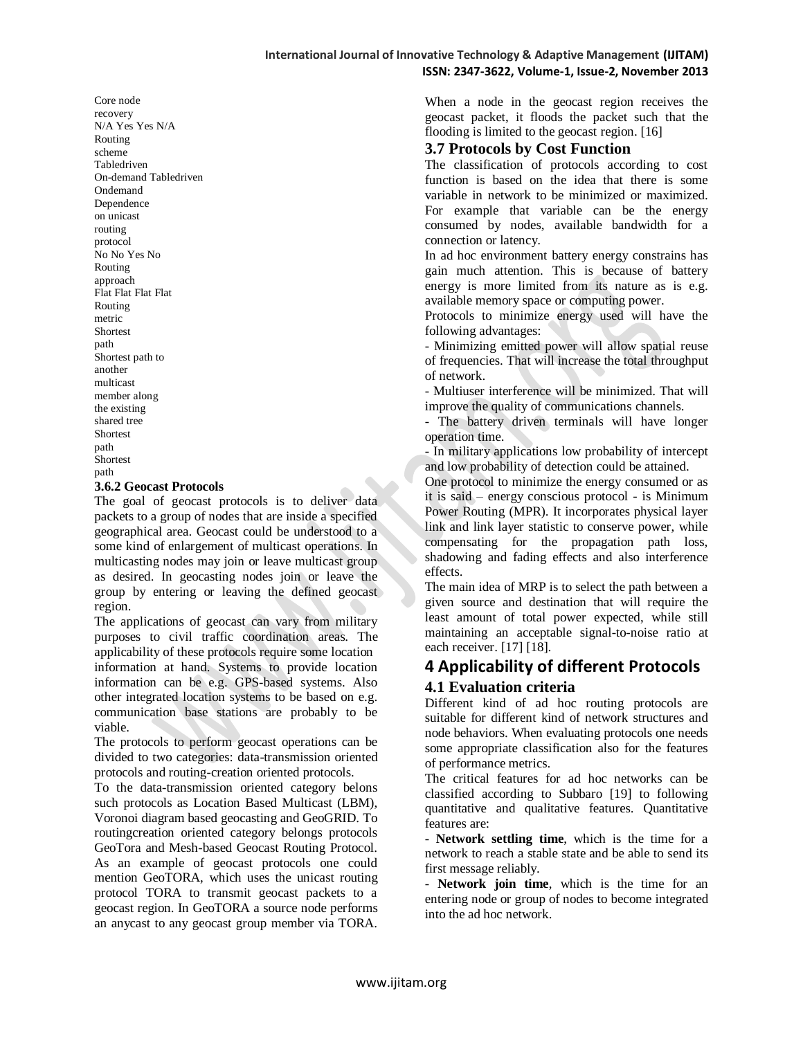| Core node recovery | N/A | Yes | Yes | N/A |
| --- | --- | --- | --- | --- |
| Routing scheme | Tabledriven | On-demand | Tabledriven | Ondemand |
| Dependence on unicast routing protocol | No | No | Yes | No |
| Routing approach | Flat | Flat | Flat | Flat |
| Routing metric | Shortest path | Shortest path to another multicast member along the existing shared tree | Shortest path | Shortest path |

### 3.6.2 Geocast Protocols

The goal of geocast protocols is to deliver data packets to a group of nodes that are inside a specified geographical area. Geocast could be understood to a some kind of enlargement of multicast operations. In multicasting nodes may join or leave multicast group as desired. In geocasting nodes join or leave the group by entering or leaving the defined geocast region.

The applications of geocast can vary from military purposes to civil traffic coordination areas. The applicability of these protocols require some location information at hand. Systems to provide location information can be e.g. GPS-based systems. Also other integrated location systems to be based on e.g. communication base stations are probably to be viable.

The protocols to perform geocast operations can be divided to two categories: data-transmission oriented protocols and routing-creation oriented protocols.

To the data-transmission oriented category belons such protocols as Location Based Multicast (LBM), Voronoi diagram based geocasting and GeoGRID. To routingcreation oriented category belongs protocols GeoTora and Mesh-based Geocast Routing Protocol. As an example of geocast protocols one could mention GeoTORA, which uses the unicast routing protocol TORA to transmit geocast packets to a geocast region. In GeoTORA a source node performs an anycast to any geocast group member via TORA. When a node in the geocast region receives the geocast packet, it floods the packet such that the flooding is limited to the geocast region. [16]

## 3.7 Protocols by Cost Function

The classification of protocols according to cost function is based on the idea that there is some variable in network to be minimized or maximized. For example that variable can be the energy consumed by nodes, available bandwidth for a connection or latency.

In ad hoc environment battery energy constrains has gain much attention. This is because of battery energy is more limited from its nature as is e.g. available memory space or computing power.

Protocols to minimize energy used will have the following advantages:

- Minimizing emitted power will allow spatial reuse of frequencies. That will increase the total throughput of network.
- Multiuser interference will be minimized. That will improve the quality of communications channels.
- The battery driven terminals will have longer operation time.
- In military applications low probability of intercept and low probability of detection could be attained.

One protocol to minimize the energy consumed or as it is said – energy conscious protocol - is Minimum Power Routing (MPR). It incorporates physical layer link and link layer statistic to conserve power, while compensating for the propagation path loss, shadowing and fading effects and also interference effects.

The main idea of MRP is to select the path between a given source and destination that will require the least amount of total power expected, while still maintaining an acceptable signal-to-noise ratio at each receiver. [17] [18].

# 4 Applicability of different Protocols

## 4.1 Evaluation criteria

Different kind of ad hoc routing protocols are suitable for different kind of network structures and node behaviors. When evaluating protocols one needs some appropriate classification also for the features of performance metrics.

The critical features for ad hoc networks can be classified according to Subbaro [19] to following quantitative and qualitative features. Quantitative features are:

- **Network settling time**, which is the time for a network to reach a stable state and be able to send its first message reliably.
- **Network join time**, which is the time for an entering node or group of nodes to become integrated into the ad hoc network.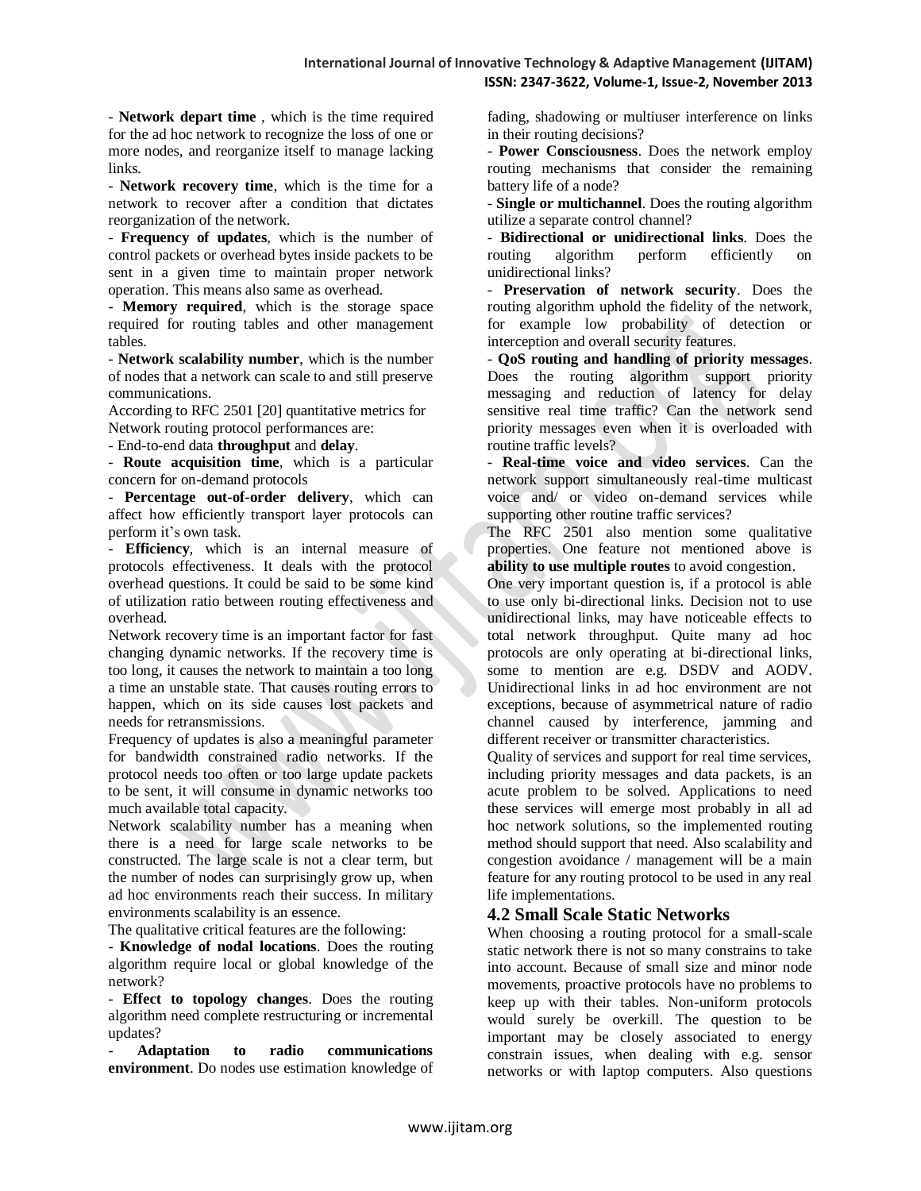- **Network depart time** , which is the time required for the ad hoc network to recognize the loss of one or more nodes, and reorganize itself to manage lacking links.

- **Network recovery time**, which is the time for a network to recover after a condition that dictates reorganization of the network.

- **Frequency of updates**, which is the number of control packets or overhead bytes inside packets to be sent in a given time to maintain proper network operation. This means also same as overhead.

- **Memory required**, which is the storage space required for routing tables and other management tables.

- **Network scalability number**, which is the number of nodes that a network can scale to and still preserve communications.

According to RFC 2501 [20] quantitative metrics for Network routing protocol performances are:

- End-to-end data **throughput** and **delay**.

- **Route acquisition time**, which is a particular concern for on-demand protocols

- **Percentage out-of-order delivery**, which can affect how efficiently transport layer protocols can perform it's own task.

- **Efficiency**, which is an internal measure of protocols effectiveness. It deals with the protocol overhead questions. It could be said to be some kind of utilization ratio between routing effectiveness and overhead.

Network recovery time is an important factor for fast changing dynamic networks. If the recovery time is too long, it causes the network to maintain a too long a time an unstable state. That causes routing errors to happen, which on its side causes lost packets and needs for retransmissions.

Frequency of updates is also a meaningful parameter for bandwidth constrained radio networks. If the protocol needs too often or too large update packets to be sent, it will consume in dynamic networks too much available total capacity.

Network scalability number has a meaning when there is a need for large scale networks to be constructed. The large scale is not a clear term, but the number of nodes can surprisingly grow up, when ad hoc environments reach their success. In military environments scalability is an essence.

The qualitative critical features are the following:

- **Knowledge of nodal locations**. Does the routing algorithm require local or global knowledge of the network?

- **Effect to topology changes**. Does the routing algorithm need complete restructuring or incremental updates?

- **Adaptation to radio communications environment**. Do nodes use estimation knowledge of fading, shadowing or multiuser interference on links in their routing decisions?

- **Power Consciousness**. Does the network employ routing mechanisms that consider the remaining battery life of a node?

- **Single or multichannel**. Does the routing algorithm utilize a separate control channel?

- **Bidirectional or unidirectional links**. Does the routing algorithm perform efficiently on unidirectional links?

- **Preservation of network security**. Does the routing algorithm uphold the fidelity of the network, for example low probability of detection or interception and overall security features.

- **QoS routing and handling of priority messages**. Does the routing algorithm support priority messaging and reduction of latency for delay sensitive real time traffic? Can the network send priority messages even when it is overloaded with routine traffic levels?

- **Real-time voice and video services**. Can the network support simultaneously real-time multicast voice and/ or video on-demand services while supporting other routine traffic services?

The RFC 2501 also mention some qualitative properties. One feature not mentioned above is **ability to use multiple routes** to avoid congestion.

One very important question is, if a protocol is able to use only bi-directional links. Decision not to use unidirectional links, may have noticeable effects to total network throughput. Quite many ad hoc protocols are only operating at bi-directional links, some to mention are e.g. DSDV and AODV. Unidirectional links in ad hoc environment are not exceptions, because of asymmetrical nature of radio channel caused by interference, jamming and different receiver or transmitter characteristics.

Quality of services and support for real time services, including priority messages and data packets, is an acute problem to be solved. Applications to need these services will emerge most probably in all ad hoc network solutions, so the implemented routing method should support that need. Also scalability and congestion avoidance / management will be a main feature for any routing protocol to be used in any real life implementations.

## 4.2 Small Scale Static Networks

When choosing a routing protocol for a small-scale static network there is not so many constrains to take into account. Because of small size and minor node movements, proactive protocols have no problems to keep up with their tables. Non-uniform protocols would surely be overkill. The question to be important may be closely associated to energy constrain issues, when dealing with e.g. sensor networks or with laptop computers. Also questions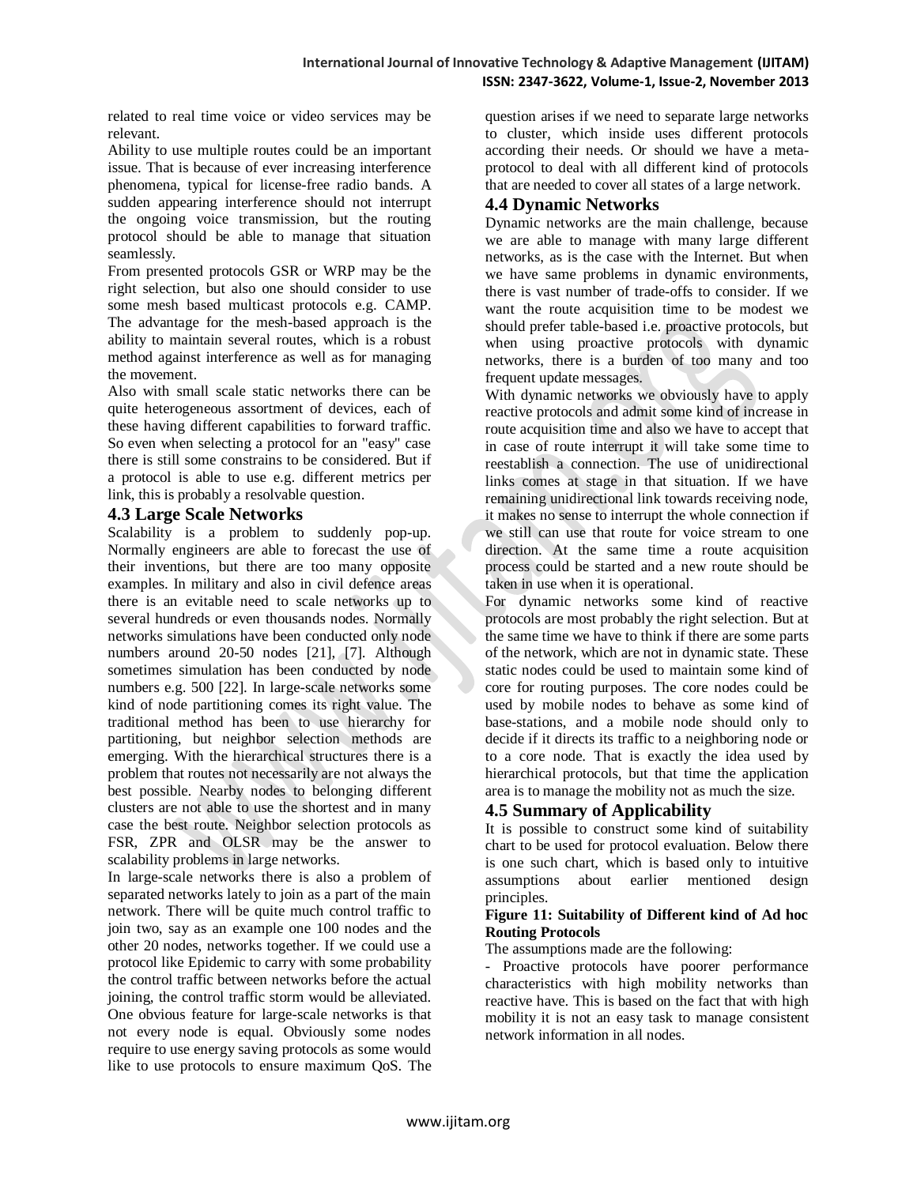related to real time voice or video services may be relevant.

Ability to use multiple routes could be an important issue. That is because of ever increasing interference phenomena, typical for license-free radio bands. A sudden appearing interference should not interrupt the ongoing voice transmission, but the routing protocol should be able to manage that situation seamlessly.

From presented protocols GSR or WRP may be the right selection, but also one should consider to use some mesh based multicast protocols e.g. CAMP. The advantage for the mesh-based approach is the ability to maintain several routes, which is a robust method against interference as well as for managing the movement.

Also with small scale static networks there can be quite heterogeneous assortment of devices, each of these having different capabilities to forward traffic. So even when selecting a protocol for an "easy" case there is still some constrains to be considered. But if a protocol is able to use e.g. different metrics per link, this is probably a resolvable question.

## 4.3 Large Scale Networks

Scalability is a problem to suddenly pop-up. Normally engineers are able to forecast the use of their inventions, but there are too many opposite examples. In military and also in civil defence areas there is an evitable need to scale networks up to several hundreds or even thousands nodes. Normally networks simulations have been conducted only node numbers around 20-50 nodes [21], [7]. Although sometimes simulation has been conducted by node numbers e.g. 500 [22]. In large-scale networks some kind of node partitioning comes its right value. The traditional method has been to use hierarchy for partitioning, but neighbor selection methods are emerging. With the hierarchical structures there is a problem that routes not necessarily are not always the best possible. Nearby nodes to belonging different clusters are not able to use the shortest and in many case the best route. Neighbor selection protocols as FSR, ZPR and OLSR may be the answer to scalability problems in large networks.

In large-scale networks there is also a problem of separated networks lately to join as a part of the main network. There will be quite much control traffic to join two, say as an example one 100 nodes and the other 20 nodes, networks together. If we could use a protocol like Epidemic to carry with some probability the control traffic between networks before the actual joining, the control traffic storm would be alleviated. One obvious feature for large-scale networks is that not every node is equal. Obviously some nodes require to use energy saving protocols as some would like to use protocols to ensure maximum QoS. The question arises if we need to separate large networks to cluster, which inside uses different protocols according their needs. Or should we have a meta-protocol to deal with all different kind of protocols that are needed to cover all states of a large network.

## 4.4 Dynamic Networks

Dynamic networks are the main challenge, because we are able to manage with many large different networks, as is the case with the Internet. But when we have same problems in dynamic environments, there is vast number of trade-offs to consider. If we want the route acquisition time to be modest we should prefer table-based i.e. proactive protocols, but when using proactive protocols with dynamic networks, there is a burden of too many and too frequent update messages.

With dynamic networks we obviously have to apply reactive protocols and admit some kind of increase in route acquisition time and also we have to accept that in case of route interrupt it will take some time to reestablish a connection. The use of unidirectional links comes at stage in that situation. If we have remaining unidirectional link towards receiving node, it makes no sense to interrupt the whole connection if we still can use that route for voice stream to one direction. At the same time a route acquisition process could be started and a new route should be taken in use when it is operational.

For dynamic networks some kind of reactive protocols are most probably the right selection. But at the same time we have to think if there are some parts of the network, which are not in dynamic state. These static nodes could be used to maintain some kind of core for routing purposes. The core nodes could be used by mobile nodes to behave as some kind of base-stations, and a mobile node should only to decide if it directs its traffic to a neighboring node or to a core node. That is exactly the idea used by hierarchical protocols, but that time the application area is to manage the mobility not as much the size.

## 4.5 Summary of Applicability

It is possible to construct some kind of suitability chart to be used for protocol evaluation. Below there is one such chart, which is based only to intuitive assumptions about earlier mentioned design principles.

**Figure 11: Suitability of Different kind of Ad hoc Routing Protocols**

The assumptions made are the following:

- Proactive protocols have poorer performance characteristics with high mobility networks than reactive have. This is based on the fact that with high mobility it is not an easy task to manage consistent network information in all nodes.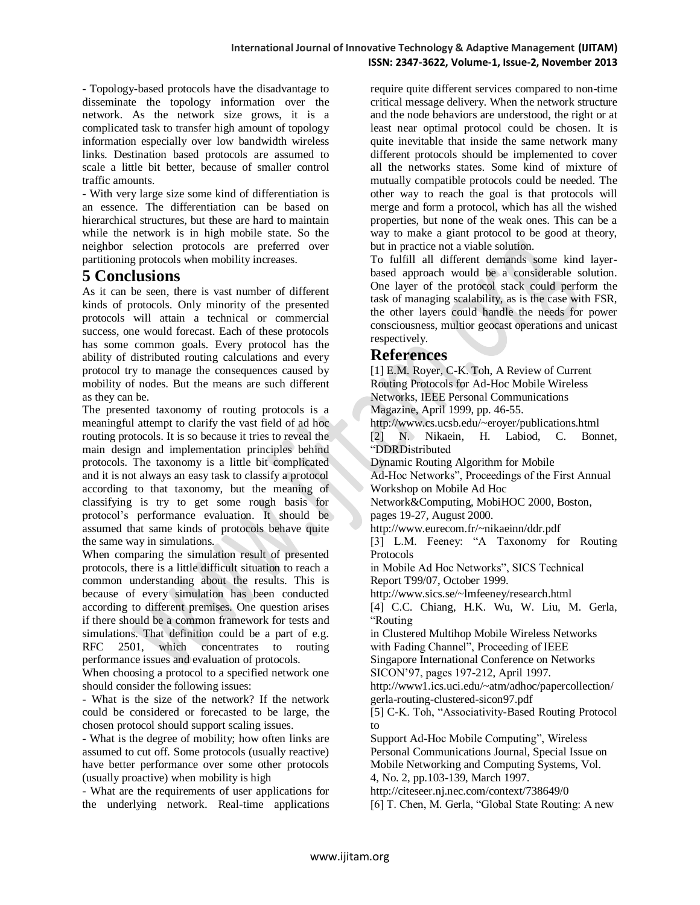- Topology-based protocols have the disadvantage to disseminate the topology information over the network. As the network size grows, it is a complicated task to transfer high amount of topology information especially over low bandwidth wireless links. Destination based protocols are assumed to scale a little bit better, because of smaller control traffic amounts.

- With very large size some kind of differentiation is an essence. The differentiation can be based on hierarchical structures, but these are hard to maintain while the network is in high mobile state. So the neighbor selection protocols are preferred over partitioning protocols when mobility increases.

# 5 Conclusions

As it can be seen, there is vast number of different kinds of protocols. Only minority of the presented protocols will attain a technical or commercial success, one would forecast. Each of these protocols has some common goals. Every protocol has the ability of distributed routing calculations and every protocol try to manage the consequences caused by mobility of nodes. But the means are such different as they can be.

The presented taxonomy of routing protocols is a meaningful attempt to clarify the vast field of ad hoc routing protocols. It is so because it tries to reveal the main design and implementation principles behind protocols. The taxonomy is a little bit complicated and it is not always an easy task to classify a protocol according to that taxonomy, but the meaning of classifying is try to get some rough basis for protocol's performance evaluation. It should be assumed that same kinds of protocols behave quite the same way in simulations.

When comparing the simulation result of presented protocols, there is a little difficult situation to reach a common understanding about the results. This is because of every simulation has been conducted according to different premises. One question arises if there should be a common framework for tests and simulations. That definition could be a part of e.g. RFC 2501, which concentrates to routing performance issues and evaluation of protocols.

When choosing a protocol to a specified network one should consider the following issues:

- What is the size of the network? If the network could be considered or forecasted to be large, the chosen protocol should support scaling issues.

- What is the degree of mobility; how often links are assumed to cut off. Some protocols (usually reactive) have better performance over some other protocols (usually proactive) when mobility is high

- What are the requirements of user applications for the underlying network. Real-time applications require quite different services compared to non-time critical message delivery. When the network structure and the node behaviors are understood, the right or at least near optimal protocol could be chosen. It is quite inevitable that inside the same network many different protocols should be implemented to cover all the networks states. Some kind of mixture of mutually compatible protocols could be needed. The other way to reach the goal is that protocols will merge and form a protocol, which has all the wished properties, but none of the weak ones. This can be a way to make a giant protocol to be good at theory, but in practice not a viable solution.

To fulfill all different demands some kind layer-based approach would be a considerable solution. One layer of the protocol stack could perform the task of managing scalability, as is the case with FSR, the other layers could handle the needs for power consciousness, multior geocast operations and unicast respectively.

# References

[1] E.M. Royer, C-K. Toh, A Review of Current Routing Protocols for Ad-Hoc Mobile Wireless Networks, IEEE Personal Communications Magazine, April 1999, pp. 46-55. http://www.cs.ucsb.edu/~eroyer/publications.html

[2] N. Nikaein, H. Labiod, C. Bonnet, "DDRDistributed Dynamic Routing Algorithm for Mobile Ad-Hoc Networks", Proceedings of the First Annual Workshop on Mobile Ad Hoc Network&Computing, MobiHOC 2000, Boston, pages 19-27, August 2000. http://www.eurecom.fr/~nikaeinn/ddr.pdf

[3] L.M. Feeney: "A Taxonomy for Routing Protocols in Mobile Ad Hoc Networks", SICS Technical Report T99/07, October 1999. http://www.sics.se/~lmfeeney/research.html

[4] C.C. Chiang, H.K. Wu, W. Liu, M. Gerla, "Routing in Clustered Multihop Mobile Wireless Networks with Fading Channel", Proceeding of IEEE Singapore International Conference on Networks SICON'97, pages 197-212, April 1997. http://www1.ics.uci.edu/~atm/adhoc/papercollection/gerla-routing-clustered-sicon97.pdf

[5] C-K. Toh, "Associativity-Based Routing Protocol to Support Ad-Hoc Mobile Computing", Wireless Personal Communications Journal, Special Issue on Mobile Networking and Computing Systems, Vol. 4, No. 2, pp.103-139, March 1997. http://citeseer.nj.nec.com/context/738649/0

[6] T. Chen, M. Gerla, "Global State Routing: A new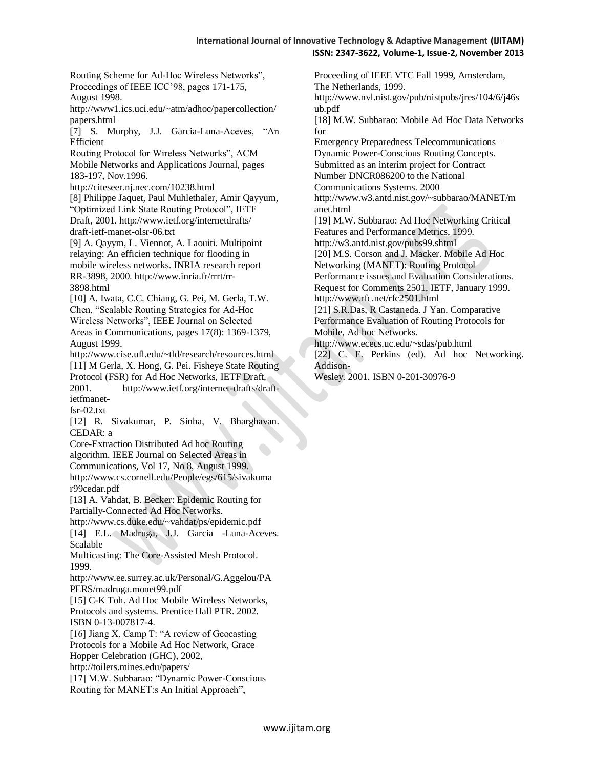Routing Scheme for Ad-Hoc Wireless Networks", Proceedings of IEEE ICC'98, pages 171-175, August 1998.
http://www1.ics.uci.edu/~atm/adhoc/papercollection/papers.html

[7] S. Murphy, J.J. Garcia-Luna-Aceves, "An Efficient Routing Protocol for Wireless Networks", ACM Mobile Networks and Applications Journal, pages 183-197, Nov.1996.
http://citeseer.nj.nec.com/10238.html

[8] Philippe Jaquet, Paul Muhlethaler, Amir Qayyum, "Optimized Link State Routing Protocol", IETF Draft, 2001. http://www.ietf.org/internetdrafts/draft-ietf-manet-olsr-06.txt

[9] A. Qayym, L. Viennot, A. Laouiti. Multipoint relaying: An efficien technique for flooding in mobile wireless networks. INRIA research report RR-3898, 2000. http://www.inria.fr/rrrt/rr-3898.html

[10] A. Iwata, C.C. Chiang, G. Pei, M. Gerla, T.W. Chen, "Scalable Routing Strategies for Ad-Hoc Wireless Networks", IEEE Journal on Selected Areas in Communications, pages 17(8): 1369-1379, August 1999.
http://www.cise.ufl.edu/~tld/research/resources.html

[11] M Gerla, X. Hong, G. Pei. Fisheye State Routing Protocol (FSR) for Ad Hoc Networks, IETF Draft, 2001. http://www.ietf.org/internet-drafts/draft-ietfmanet-fsr-02.txt

[12] R. Sivakumar, P. Sinha, V. Bharghavan. CEDAR: a Core-Extraction Distributed Ad hoc Routing algorithm. IEEE Journal on Selected Areas in Communications, Vol 17, No 8, August 1999.
http://www.cs.cornell.edu/People/egs/615/sivakumar99cedar.pdf

[13] A. Vahdat, B. Becker: Epidemic Routing for Partially-Connected Ad Hoc Networks.
http://www.cs.duke.edu/~vahdat/ps/epidemic.pdf

[14] E.L. Madruga, J.J. Garcia -Luna-Aceves. Scalable Multicasting: The Core-Assisted Mesh Protocol. 1999.
http://www.ee.surrey.ac.uk/Personal/G.Aggelou/PAPERS/madruga.monet99.pdf

[15] C-K Toh. Ad Hoc Mobile Wireless Networks, Protocols and systems. Prentice Hall PTR. 2002. ISBN 0-13-007817-4.

[16] Jiang X, Camp T: "A review of Geocasting Protocols for a Mobile Ad Hoc Network, Grace Hopper Celebration (GHC), 2002,
http://toilers.mines.edu/papers/

[17] M.W. Subbarao: "Dynamic Power-Conscious Routing for MANET:s An Initial Approach", Proceeding of IEEE VTC Fall 1999, Amsterdam, The Netherlands, 1999.
http://www.nvl.nist.gov/pub/nistpubs/jres/104/6/j46sub.pdf

[18] M.W. Subbarao: Mobile Ad Hoc Data Networks for Emergency Preparedness Telecommunications – Dynamic Power-Conscious Routing Concepts. Submitted as an interim project for Contract Number DNCR086200 to the National Communications Systems. 2000
http://www.w3.antd.nist.gov/~subbarao/MANET/manet.html

[19] M.W. Subbarao: Ad Hoc Networking Critical Features and Performance Metrics, 1999.
http://w3.antd.nist.gov/pubs99.shtml

[20] M.S. Corson and J. Macker. Mobile Ad Hoc Networking (MANET): Routing Protocol Performance issues and Evaluation Considerations. Request for Comments 2501, IETF, January 1999.
http://www.rfc.net/rfc2501.html

[21] S.R.Das, R Castaneda. J Yan. Comparative Performance Evaluation of Routing Protocols for Mobile, Ad hoc Networks.
http://www.ececs.uc.edu/~sdas/pub.html

[22] C. E. Perkins (ed). Ad hoc Networking. Addison-Wesley. 2001. ISBN 0-201-30976-9